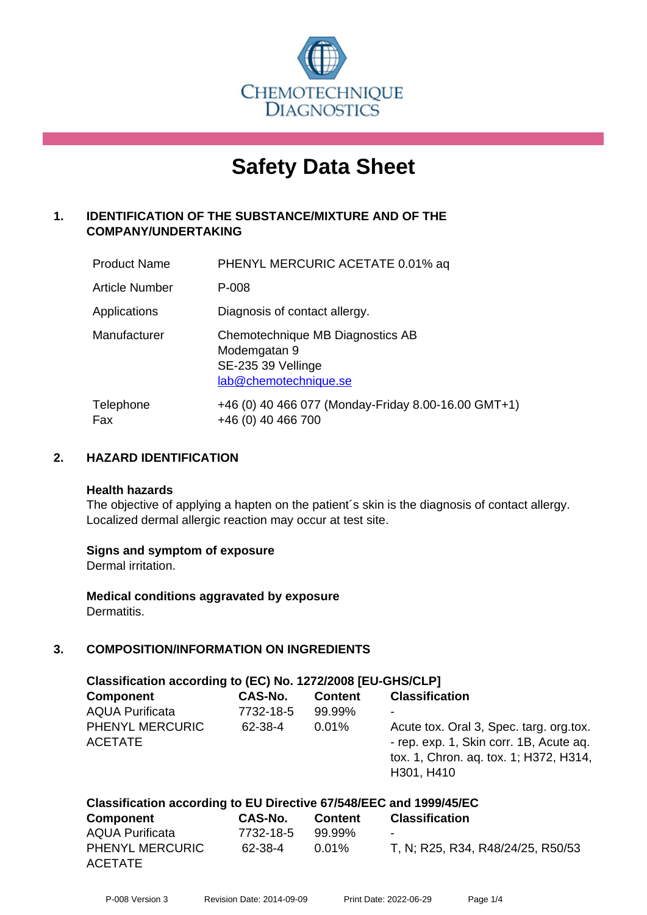CHEMOTECHNIQUE DIAGNOSTICS

# Safety Data Sheet

## 1. IDENTIFICATION OF THE SUBSTANCE/MIXTURE AND OF THE COMPANY/UNDERTAKING

| | |
|---|---|
| Product Name | PHENYL MERCURIC ACETATE 0.01% aq |
| Article Number | P-008 |
| Applications | Diagnosis of contact allergy. |
| Manufacturer | Chemotechnique MB Diagnostics AB<br>Modemgatan 9<br>SE-235 39 Vellinge<br>lab@chemotechnique.se |
| Telephone<br>Fax | +46 (0) 40 466 077 (Monday-Friday 8.00-16.00 GMT+1)<br>+46 (0) 40 466 700 |

## 2. HAZARD IDENTIFICATION

**Health hazards**

The objective of applying a hapten on the patient´s skin is the diagnosis of contact allergy. Localized dermal allergic reaction may occur at test site.

**Signs and symptom of exposure**

Dermal irritation.

**Medical conditions aggravated by exposure**

Dermatitis.

## 3. COMPOSITION/INFORMATION ON INGREDIENTS

**Classification according to (EC) No. 1272/2008 [EU-GHS/CLP]**

| Component | CAS-No. | Content | Classification |
|---|---|---|---|
| AQUA Purificata | 7732-18-5 | 99.99% | - |
| PHENYL MERCURIC ACETATE | 62-38-4 | 0.01% | Acute tox. Oral 3, Spec. targ. org.tox. - rep. exp. 1, Skin corr. 1B, Acute aq. tox. 1, Chron. aq. tox. 1; H372, H314, H301, H410 |

**Classification according to EU Directive 67/548/EEC and 1999/45/EC**

| Component | CAS-No. | Content | Classification |
|---|---|---|---|
| AQUA Purificata | 7732-18-5 | 99.99% | - |
| PHENYL MERCURIC ACETATE | 62-38-4 | 0.01% | T, N; R25, R34, R48/24/25, R50/53 |

P-008 Version 3 Revision Date: 2014-09-09 Print Date: 2022-06-29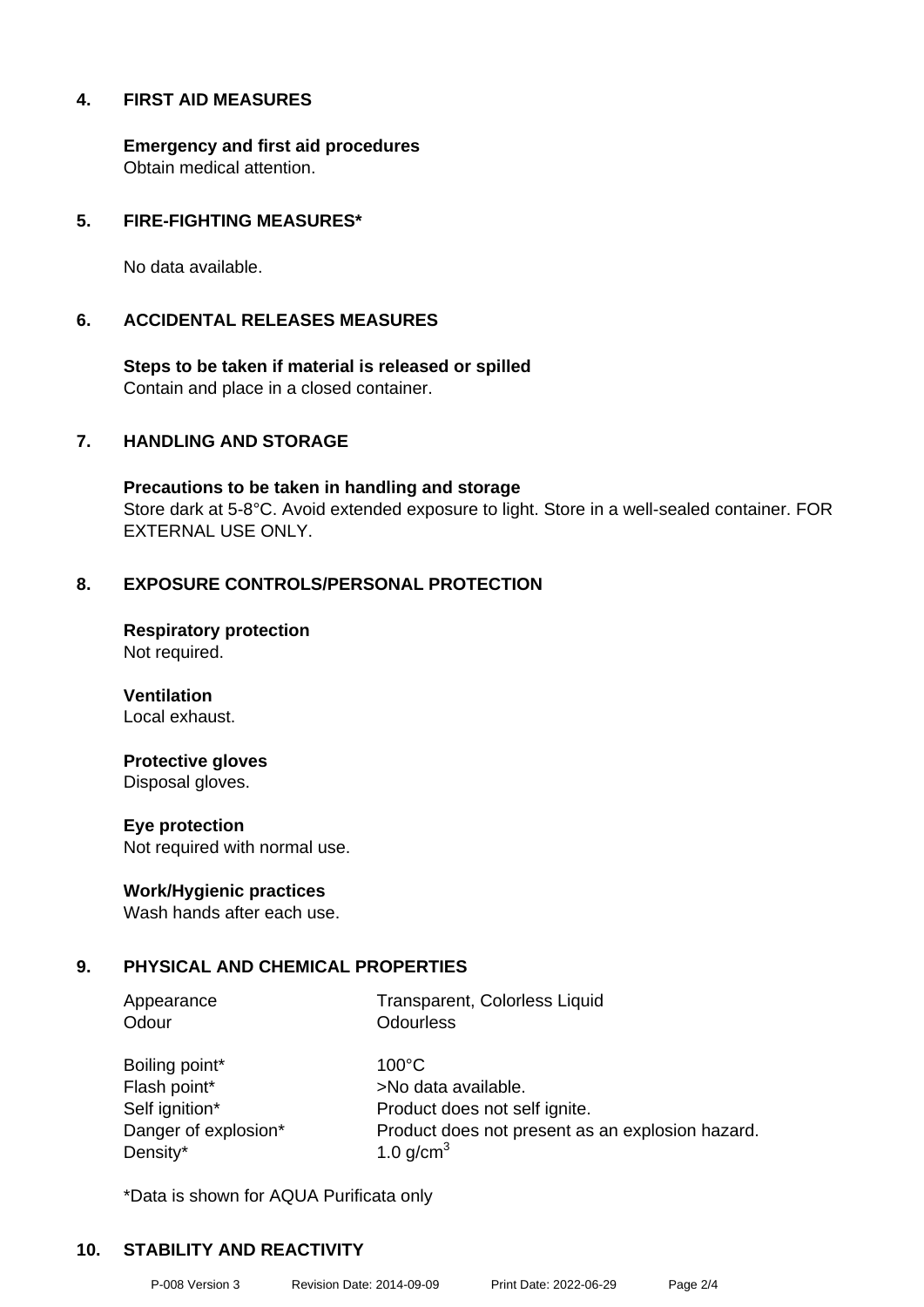## 4. FIRST AID MEASURES

**Emergency and first aid procedures**
Obtain medical attention.

## 5. FIRE-FIGHTING MEASURES*

No data available.

## 6. ACCIDENTAL RELEASES MEASURES

**Steps to be taken if material is released or spilled**
Contain and place in a closed container.

## 7. HANDLING AND STORAGE

**Precautions to be taken in handling and storage**
Store dark at 5-8°C. Avoid extended exposure to light. Store in a well-sealed container. FOR EXTERNAL USE ONLY.

## 8. EXPOSURE CONTROLS/PERSONAL PROTECTION

**Respiratory protection**
Not required.

**Ventilation**
Local exhaust.

**Protective gloves**
Disposal gloves.

**Eye protection**
Not required with normal use.

**Work/Hygienic practices**
Wash hands after each use.

## 9. PHYSICAL AND CHEMICAL PROPERTIES

| | |
|---|---|
| Appearance | Transparent, Colorless Liquid |
| Odour | Odourless |
| Boiling point* | 100°C |
| Flash point* | >No data available. |
| Self ignition* | Product does not self ignite. |
| Danger of explosion* | Product does not present as an explosion hazard. |
| Density* | 1.0 g/cm$^3$ |

*Data is shown for AQUA Purificata only

## 10. STABILITY AND REACTIVITY

P-008 Version 3    Revision Date: 2014-09-09    Print Date: 2022-06-29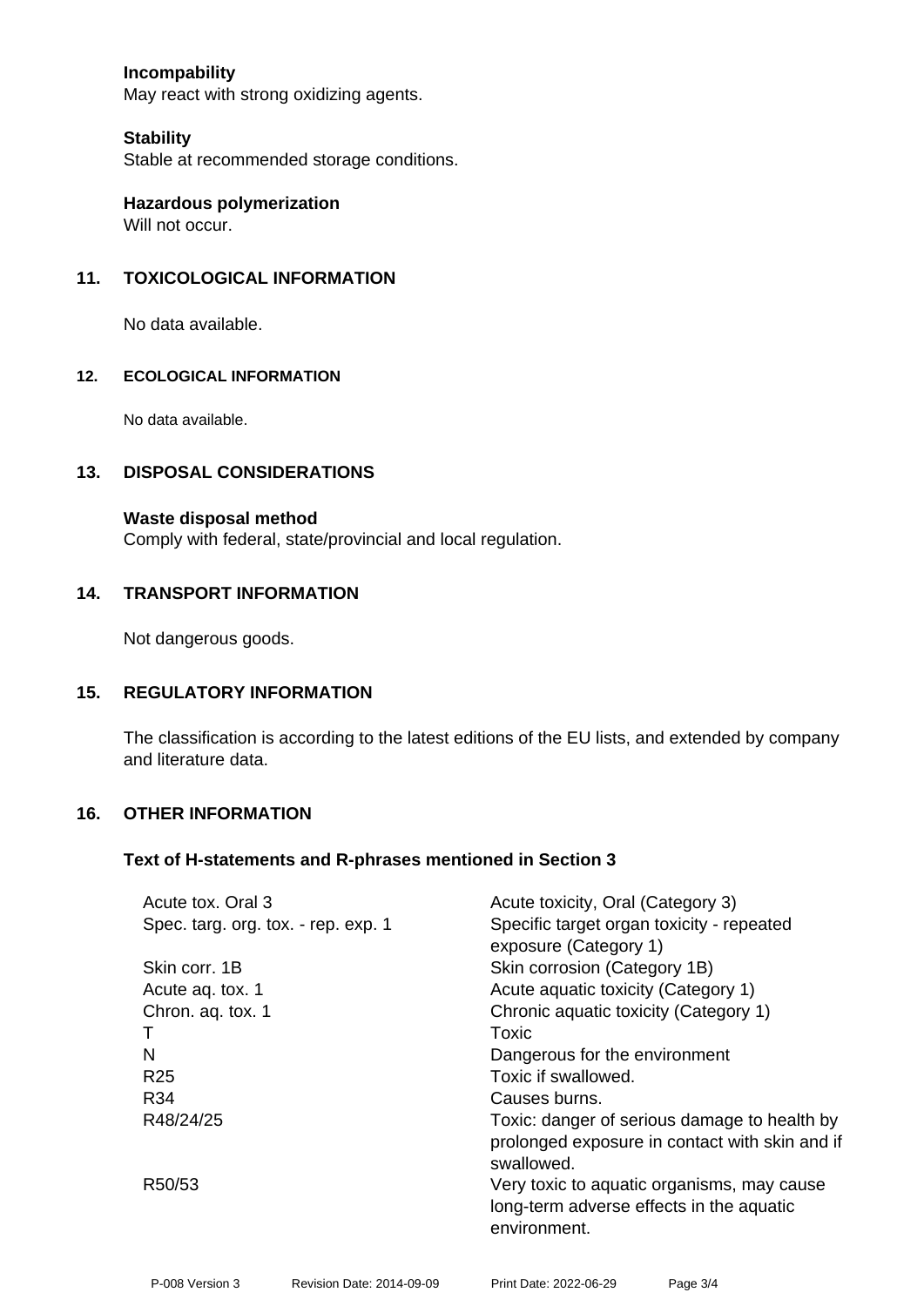**Incompatibility**
May react with strong oxidizing agents.

**Stability**
Stable at recommended storage conditions.

**Hazardous polymerization**
Will not occur.

## 11. TOXICOLOGICAL INFORMATION

No data available.

## 12. ECOLOGICAL INFORMATION

No data available.

## 13. DISPOSAL CONSIDERATIONS

**Waste disposal method**
Comply with federal, state/provincial and local regulation.

## 14. TRANSPORT INFORMATION

Not dangerous goods.

## 15. REGULATORY INFORMATION

The classification is according to the latest editions of the EU lists, and extended by company and literature data.

## 16. OTHER INFORMATION

### Text of H-statements and R-phrases mentioned in Section 3

| | |
|---|---|
| Acute tox. Oral 3 | Acute toxicity, Oral (Category 3) |
| Spec. targ. org. tox. - rep. exp. 1 | Specific target organ toxicity - repeated exposure (Category 1) |
| Skin corr. 1B | Skin corrosion (Category 1B) |
| Acute aq. tox. 1 | Acute aquatic toxicity (Category 1) |
| Chron. aq. tox. 1 | Chronic aquatic toxicity (Category 1) |
| T | Toxic |
| N | Dangerous for the environment |
| R25 | Toxic if swallowed. |
| R34 | Causes burns. |
| R48/24/25 | Toxic: danger of serious damage to health by prolonged exposure in contact with skin and if swallowed. |
| R50/53 | Very toxic to aquatic organisms, may cause long-term adverse effects in the aquatic environment. |

P-008 Version 3 Revision Date: 2014-09-09 Print Date: 2022-06-29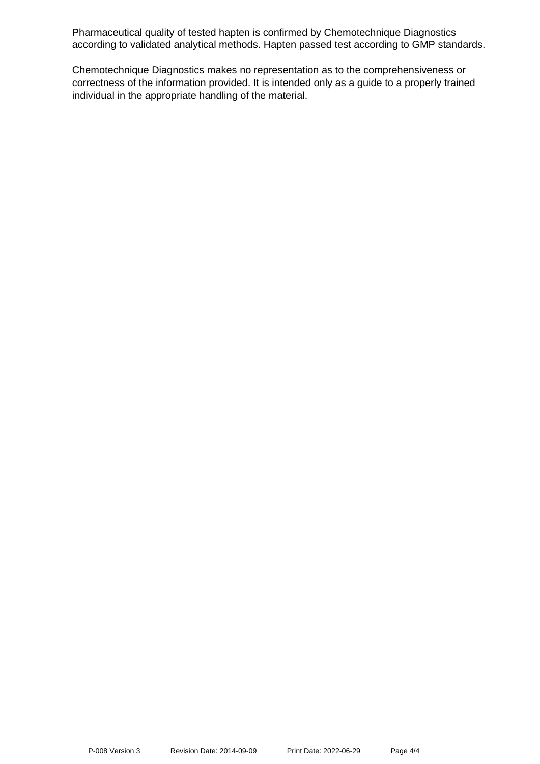Pharmaceutical quality of tested hapten is confirmed by Chemotechnique Diagnostics according to validated analytical methods. Hapten passed test according to GMP standards.

Chemotechnique Diagnostics makes no representation as to the comprehensiveness or correctness of the information provided. It is intended only as a guide to a properly trained individual in the appropriate handling of the material.